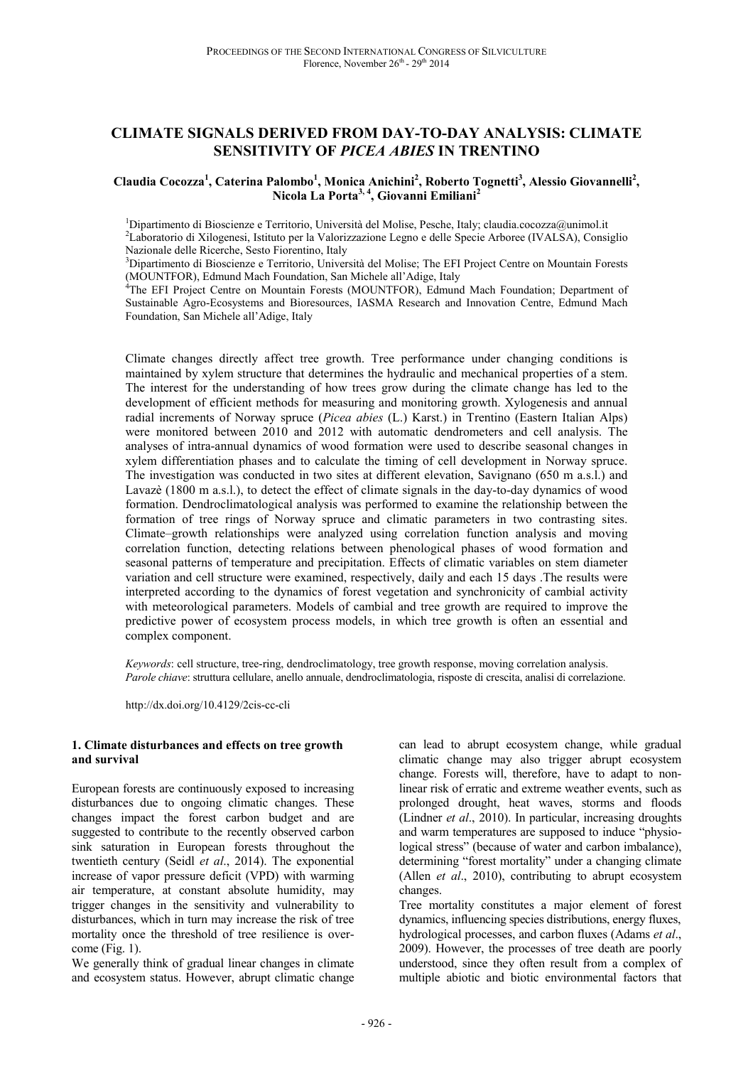# CLIMATE SIGNALS DERIVED FROM DAY-TO-DAY ANALYSIS: CLIMATE SENSITIVITY OF *PICEA ABIES* IN TRENTINO

**Claudia Cocozza[1], Caterina Palombo[1], Monica Anichini[2], Roberto Tognetti[3], Alessio Giovannelli[2], Nicola La Porta[3, 4], Giovanni Emiliani[2]**

[1]Dipartimento di Bioscienze e Territorio, Università del Molise, Pesche, Italy; claudia.cocozza@unimol.it
[2]Laboratorio di Xilogenesi, Istituto per la Valorizzazione Legno e delle Specie Arboree (IVALSA), Consiglio Nazionale delle Ricerche, Sesto Fiorentino, Italy
[3]Dipartimento di Bioscienze e Territorio, Università del Molise; The EFI Project Centre on Mountain Forests (MOUNTFOR), Edmund Mach Foundation, San Michele all'Adige, Italy
[4]The EFI Project Centre on Mountain Forests (MOUNTFOR), Edmund Mach Foundation; Department of Sustainable Agro-Ecosystems and Bioresources, IASMA Research and Innovation Centre, Edmund Mach Foundation, San Michele all'Adige, Italy

Climate changes directly affect tree growth. Tree performance under changing conditions is maintained by xylem structure that determines the hydraulic and mechanical properties of a stem. The interest for the understanding of how trees grow during the climate change has led to the development of efficient methods for measuring and monitoring growth. Xylogenesis and annual radial increments of Norway spruce (*Picea abies* (L.) Karst.) in Trentino (Eastern Italian Alps) were monitored between 2010 and 2012 with automatic dendrometers and cell analysis. The analyses of intra-annual dynamics of wood formation were used to describe seasonal changes in xylem differentiation phases and to calculate the timing of cell development in Norway spruce. The investigation was conducted in two sites at different elevation, Savignano (650 m a.s.l.) and Lavazè (1800 m a.s.l.), to detect the effect of climate signals in the day-to-day dynamics of wood formation. Dendroclimatological analysis was performed to examine the relationship between the formation of tree rings of Norway spruce and climatic parameters in two contrasting sites. Climate–growth relationships were analyzed using correlation function analysis and moving correlation function, detecting relations between phenological phases of wood formation and seasonal patterns of temperature and precipitation. Effects of climatic variables on stem diameter variation and cell structure were examined, respectively, daily and each 15 days .The results were interpreted according to the dynamics of forest vegetation and synchronicity of cambial activity with meteorological parameters. Models of cambial and tree growth are required to improve the predictive power of ecosystem process models, in which tree growth is often an essential and complex component.

*Keywords*: cell structure, tree-ring, dendroclimatology, tree growth response, moving correlation analysis.
*Parole chiave*: struttura cellulare, anello annuale, dendroclimatologia, risposte di crescita, analisi di correlazione.

http://dx.doi.org/10.4129/2cis-cc-cli

## 1. Climate disturbances and effects on tree growth and survival

European forests are continuously exposed to increasing disturbances due to ongoing climatic changes. These changes impact the forest carbon budget and are suggested to contribute to the recently observed carbon sink saturation in European forests throughout the twentieth century (Seidl *et al*., 2014). The exponential increase of vapor pressure deficit (VPD) with warming air temperature, at constant absolute humidity, may trigger changes in the sensitivity and vulnerability to disturbances, which in turn may increase the risk of tree mortality once the threshold of tree resilience is overcome (Fig. 1).

We generally think of gradual linear changes in climate and ecosystem status. However, abrupt climatic change can lead to abrupt ecosystem change, while gradual climatic change may also trigger abrupt ecosystem change. Forests will, therefore, have to adapt to non-linear risk of erratic and extreme weather events, such as prolonged drought, heat waves, storms and floods (Lindner *et al*., 2010). In particular, increasing droughts and warm temperatures are supposed to induce "physiological stress" (because of water and carbon imbalance), determining "forest mortality" under a changing climate (Allen *et al*., 2010), contributing to abrupt ecosystem changes.

Tree mortality constitutes a major element of forest dynamics, influencing species distributions, energy fluxes, hydrological processes, and carbon fluxes (Adams *et al*., 2009). However, the processes of tree death are poorly understood, since they often result from a complex of multiple abiotic and biotic environmental factors that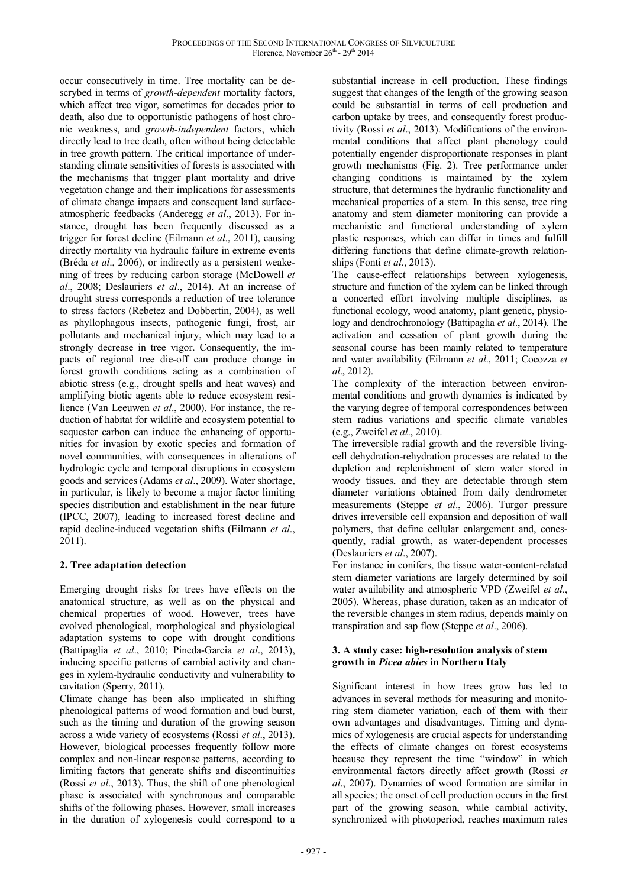occur consecutively in time. Tree mortality can be descrybed in terms of *growth-dependent* mortality factors, which affect tree vigor, sometimes for decades prior to death, also due to opportunistic pathogens of host chronic weakness, and *growth-independent* factors, which directly lead to tree death, often without being detectable in tree growth pattern. The critical importance of understanding climate sensitivities of forests is associated with the mechanisms that trigger plant mortality and drive vegetation change and their implications for assessments of climate change impacts and consequent land surface-atmospheric feedbacks (Anderegg *et al*., 2013). For instance, drought has been frequently discussed as a trigger for forest decline (Eilmann *et al*., 2011), causing directly mortality via hydraulic failure in extreme events (Bréda *et al*., 2006), or indirectly as a persistent weakening of trees by reducing carbon storage (McDowell *et al*., 2008; Deslauriers *et al*., 2014). At an increase of drought stress corresponds a reduction of tree tolerance to stress factors (Rebetez and Dobbertin, 2004), as well as phyllophagous insects, pathogenic fungi, frost, air pollutants and mechanical injury, which may lead to a strongly decrease in tree vigor. Consequently, the impacts of regional tree die-off can produce change in forest growth conditions acting as a combination of abiotic stress (e.g., drought spells and heat waves) and amplifying biotic agents able to reduce ecosystem resilience (Van Leeuwen *et al*., 2000). For instance, the reduction of habitat for wildlife and ecosystem potential to sequester carbon can induce the enhancing of opportunities for invasion by exotic species and formation of novel communities, with consequences in alterations of hydrologic cycle and temporal disruptions in ecosystem goods and services (Adams *et al*., 2009). Water shortage, in particular, is likely to become a major factor limiting species distribution and establishment in the near future (IPCC, 2007), leading to increased forest decline and rapid decline-induced vegetation shifts (Eilmann *et al*., 2011).

## 2. Tree adaptation detection

Emerging drought risks for trees have effects on the anatomical structure, as well as on the physical and chemical properties of wood. However, trees have evolved phenological, morphological and physiological adaptation systems to cope with drought conditions (Battipaglia *et al*., 2010; Pineda-Garcia *et al*., 2013), inducing specific patterns of cambial activity and changes in xylem-hydraulic conductivity and vulnerability to cavitation (Sperry, 2011).

Climate change has been also implicated in shifting phenological patterns of wood formation and bud burst, such as the timing and duration of the growing season across a wide variety of ecosystems (Rossi *et al*., 2013). However, biological processes frequently follow more complex and non-linear response patterns, according to limiting factors that generate shifts and discontinuities (Rossi *et al*., 2013). Thus, the shift of one phenological phase is associated with synchronous and comparable shifts of the following phases. However, small increases in the duration of xylogenesis could correspond to a substantial increase in cell production. These findings suggest that changes of the length of the growing season could be substantial in terms of cell production and carbon uptake by trees, and consequently forest productivity (Rossi *et al*., 2013). Modifications of the environmental conditions that affect plant phenology could potentially engender disproportionate responses in plant growth mechanisms (Fig. 2). Tree performance under changing conditions is maintained by the xylem structure, that determines the hydraulic functionality and mechanical properties of a stem. In this sense, tree ring anatomy and stem diameter monitoring can provide a mechanistic and functional understanding of xylem plastic responses, which can differ in times and fulfill differing functions that define climate-growth relationships (Fonti *et al*., 2013).

The cause-effect relationships between xylogenesis, structure and function of the xylem can be linked through a concerted effort involving multiple disciplines, as functional ecology, wood anatomy, plant genetic, physiology and dendrochronology (Battipaglia *et al*., 2014). The activation and cessation of plant growth during the seasonal course has been mainly related to temperature and water availability (Eilmann *et al*., 2011; Cocozza *et al*., 2012).

The complexity of the interaction between environmental conditions and growth dynamics is indicated by the varying degree of temporal correspondences between stem radius variations and specific climate variables (e.g., Zweifel *et al*., 2010).

The irreversible radial growth and the reversible living-cell dehydration-rehydration processes are related to the depletion and replenishment of stem water stored in woody tissues, and they are detectable through stem diameter variations obtained from daily dendrometer measurements (Steppe *et al*., 2006). Turgor pressure drives irreversible cell expansion and deposition of wall polymers, that define cellular enlargement and, consesquently, radial growth, as water-dependent processes (Deslauriers *et al*., 2007).

For instance in conifers, the tissue water-content-related stem diameter variations are largely determined by soil water availability and atmospheric VPD (Zweifel *et al*., 2005). Whereas, phase duration, taken as an indicator of the reversible changes in stem radius, depends mainly on transpiration and sap flow (Steppe *et al*., 2006).

## 3. A study case: high-resolution analysis of stem growth in *Picea abies* in Northern Italy

Significant interest in how trees grow has led to advances in several methods for measuring and monitoring stem diameter variation, each of them with their own advantages and disadvantages. Timing and dynamics of xylogenesis are crucial aspects for understanding the effects of climate changes on forest ecosystems because they represent the time "window" in which environmental factors directly affect growth (Rossi *et al*., 2007). Dynamics of wood formation are similar in all species; the onset of cell production occurs in the first part of the growing season, while cambial activity, synchronized with photoperiod, reaches maximum rates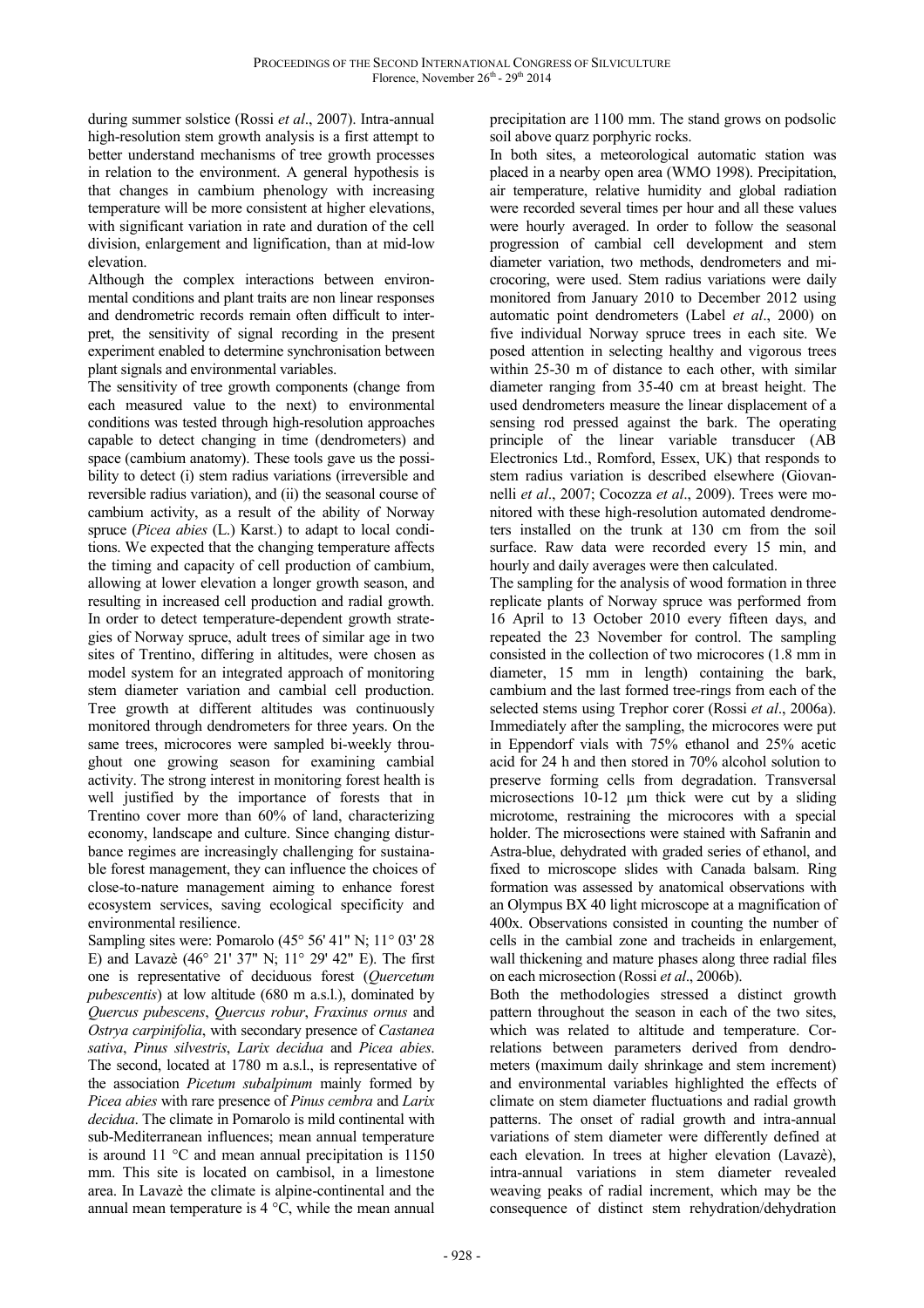during summer solstice (Rossi *et al*., 2007). Intra-annual high-resolution stem growth analysis is a first attempt to better understand mechanisms of tree growth processes in relation to the environment. A general hypothesis is that changes in cambium phenology with increasing temperature will be more consistent at higher elevations, with significant variation in rate and duration of the cell division, enlargement and lignification, than at mid-low elevation.

Although the complex interactions between environmental conditions and plant traits are non linear responses and dendrometric records remain often difficult to interpret, the sensitivity of signal recording in the present experiment enabled to determine synchronisation between plant signals and environmental variables.

The sensitivity of tree growth components (change from each measured value to the next) to environmental conditions was tested through high-resolution approaches capable to detect changing in time (dendrometers) and space (cambium anatomy). These tools gave us the possibility to detect (i) stem radius variations (irreversible and reversible radius variation), and (ii) the seasonal course of cambium activity, as a result of the ability of Norway spruce (*Picea abies* (L.) Karst.) to adapt to local conditions. We expected that the changing temperature affects the timing and capacity of cell production of cambium, allowing at lower elevation a longer growth season, and resulting in increased cell production and radial growth. In order to detect temperature-dependent growth strategies of Norway spruce, adult trees of similar age in two sites of Trentino, differing in altitudes, were chosen as model system for an integrated approach of monitoring stem diameter variation and cambial cell production. Tree growth at different altitudes was continuously monitored through dendrometers for three years. On the same trees, microcores were sampled bi-weekly throughout one growing season for examining cambial activity. The strong interest in monitoring forest health is well justified by the importance of forests that in Trentino cover more than 60% of land, characterizing economy, landscape and culture. Since changing disturbance regimes are increasingly challenging for sustainable forest management, they can influence the choices of close-to-nature management aiming to enhance forest ecosystem services, saving ecological specificity and environmental resilience.

Sampling sites were: Pomarolo (45° 56' 41" N; 11° 03' 28 E) and Lavazè (46° 21' 37" N; 11° 29' 42" E). The first one is representative of deciduous forest (*Quercetum pubescentis*) at low altitude (680 m a.s.l.), dominated by *Quercus pubescens*, *Quercus robur*, *Fraxinus ornus* and *Ostrya carpinifolia*, with secondary presence of *Castanea sativa*, *Pinus silvestris*, *Larix decidua* and *Picea abies*. The second, located at 1780 m a.s.l., is representative of the association *Picetum subalpinum* mainly formed by *Picea abies* with rare presence of *Pinus cembra* and *Larix decidua*. The climate in Pomarolo is mild continental with sub-Mediterranean influences; mean annual temperature is around 11 °C and mean annual precipitation is 1150 mm. This site is located on cambisol, in a limestone area. In Lavazè the climate is alpine-continental and the annual mean temperature is 4 °C, while the mean annual precipitation are 1100 mm. The stand grows on podsolic soil above quarz porphyric rocks.

In both sites, a meteorological automatic station was placed in a nearby open area (WMO 1998). Precipitation, air temperature, relative humidity and global radiation were recorded several times per hour and all these values were hourly averaged. In order to follow the seasonal progression of cambial cell development and stem diameter variation, two methods, dendrometers and microcoring, were used. Stem radius variations were daily monitored from January 2010 to December 2012 using automatic point dendrometers (Label *et al*., 2000) on five individual Norway spruce trees in each site. We posed attention in selecting healthy and vigorous trees within 25-30 m of distance to each other, with similar diameter ranging from 35-40 cm at breast height. The used dendrometers measure the linear displacement of a sensing rod pressed against the bark. The operating principle of the linear variable transducer (AB Electronics Ltd., Romford, Essex, UK) that responds to stem radius variation is described elsewhere (Giovannelli *et al*., 2007; Cocozza *et al*., 2009). Trees were monitored with these high-resolution automated dendrometers installed on the trunk at 130 cm from the soil surface. Raw data were recorded every 15 min, and hourly and daily averages were then calculated.

The sampling for the analysis of wood formation in three replicate plants of Norway spruce was performed from 16 April to 13 October 2010 every fifteen days, and repeated the 23 November for control. The sampling consisted in the collection of two microcores (1.8 mm in diameter, 15 mm in length) containing the bark, cambium and the last formed tree-rings from each of the selected stems using Trephor corer (Rossi *et al*., 2006a). Immediately after the sampling, the microcores were put in Eppendorf vials with 75% ethanol and 25% acetic acid for 24 h and then stored in 70% alcohol solution to preserve forming cells from degradation. Transversal microsections 10-12 µm thick were cut by a sliding microtome, restraining the microcores with a special holder. The microsections were stained with Safranin and Astra-blue, dehydrated with graded series of ethanol, and fixed to microscope slides with Canada balsam. Ring formation was assessed by anatomical observations with an Olympus BX 40 light microscope at a magnification of 400x. Observations consisted in counting the number of cells in the cambial zone and tracheids in enlargement, wall thickening and mature phases along three radial files on each microsection (Rossi *et al*., 2006b).

Both the methodologies stressed a distinct growth pattern throughout the season in each of the two sites, which was related to altitude and temperature. Correlations between parameters derived from dendrometers (maximum daily shrinkage and stem increment) and environmental variables highlighted the effects of climate on stem diameter fluctuations and radial growth patterns. The onset of radial growth and intra-annual variations of stem diameter were differently defined at each elevation. In trees at higher elevation (Lavazè), intra-annual variations in stem diameter revealed weaving peaks of radial increment, which may be the consequence of distinct stem rehydration/dehydration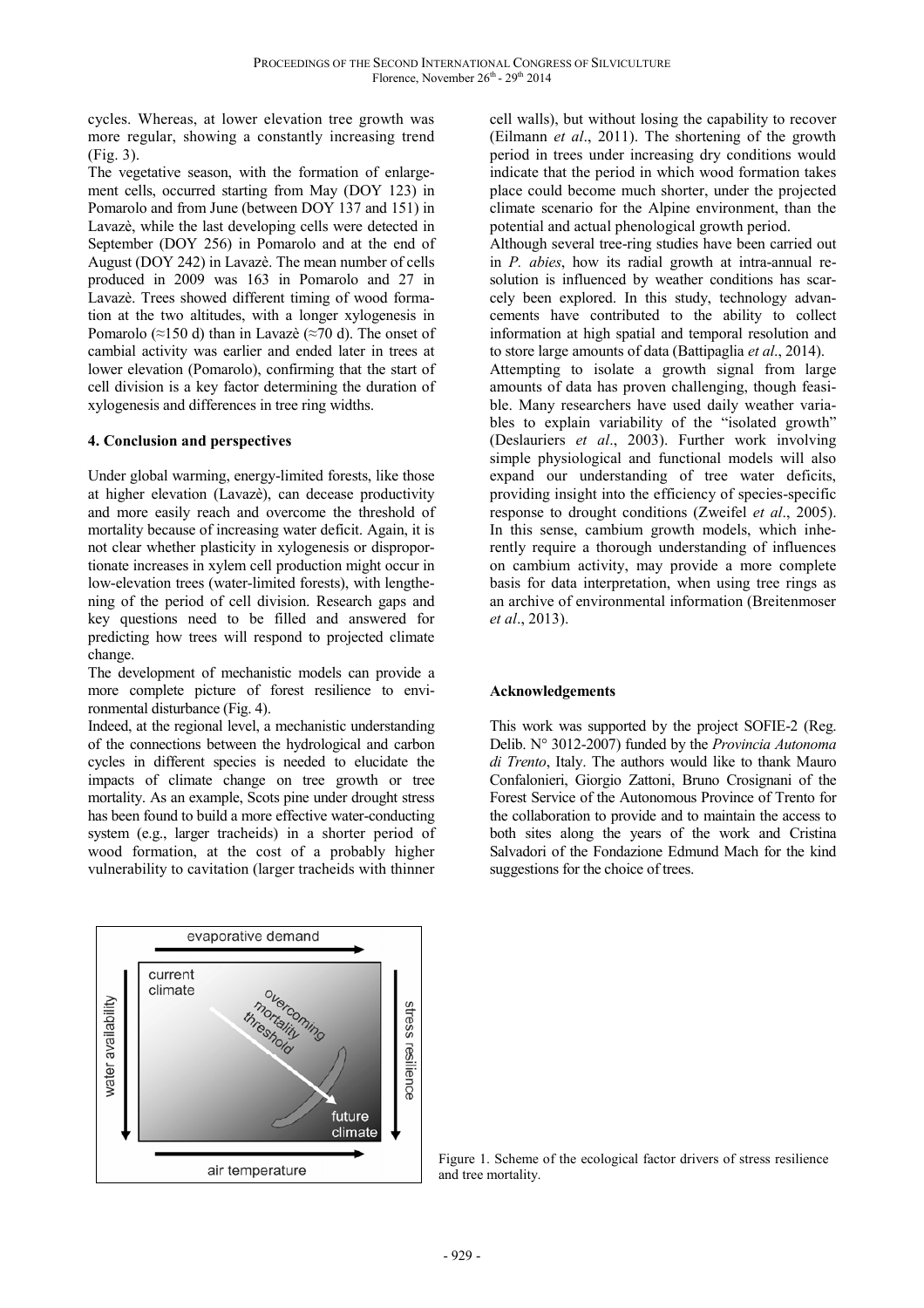cycles. Whereas, at lower elevation tree growth was more regular, showing a constantly increasing trend (Fig. 3).

The vegetative season, with the formation of enlargement cells, occurred starting from May (DOY 123) in Pomarolo and from June (between DOY 137 and 151) in Lavazè, while the last developing cells were detected in September (DOY 256) in Pomarolo and at the end of August (DOY 242) in Lavazè. The mean number of cells produced in 2009 was 163 in Pomarolo and 27 in Lavazè. Trees showed different timing of wood formation at the two altitudes, with a longer xylogenesis in Pomarolo (≈150 d) than in Lavazè (≈70 d). The onset of cambial activity was earlier and ended later in trees at lower elevation (Pomarolo), confirming that the start of cell division is a key factor determining the duration of xylogenesis and differences in tree ring widths.

## 4. Conclusion and perspectives

Under global warming, energy-limited forests, like those at higher elevation (Lavazè), can decease productivity and more easily reach and overcome the threshold of mortality because of increasing water deficit. Again, it is not clear whether plasticity in xylogenesis or disproportionate increases in xylem cell production might occur in low-elevation trees (water-limited forests), with lengthening of the period of cell division. Research gaps and key questions need to be filled and answered for predicting how trees will respond to projected climate change.

The development of mechanistic models can provide a more complete picture of forest resilience to environmental disturbance (Fig. 4).

Indeed, at the regional level, a mechanistic understanding of the connections between the hydrological and carbon cycles in different species is needed to elucidate the impacts of climate change on tree growth or tree mortality. As an example, Scots pine under drought stress has been found to build a more effective water-conducting system (e.g., larger tracheids) in a shorter period of wood formation, at the cost of a probably higher vulnerability to cavitation (larger tracheids with thinner cell walls), but without losing the capability to recover (Eilmann *et al*., 2011). The shortening of the growth period in trees under increasing dry conditions would indicate that the period in which wood formation takes place could become much shorter, under the projected climate scenario for the Alpine environment, than the potential and actual phenological growth period.

Although several tree-ring studies have been carried out in *P. abies*, how its radial growth at intra-annual resolution is influenced by weather conditions has scarcely been explored. In this study, technology advancements have contributed to the ability to collect information at high spatial and temporal resolution and to store large amounts of data (Battipaglia *et al*., 2014).

Attempting to isolate a growth signal from large amounts of data has proven challenging, though feasible. Many researchers have used daily weather variables to explain variability of the "isolated growth" (Deslauriers *et al*., 2003). Further work involving simple physiological and functional models will also expand our understanding of tree water deficits, providing insight into the efficiency of species-specific response to drought conditions (Zweifel *et al*., 2005). In this sense, cambium growth models, which inherently require a thorough understanding of influences on cambium activity, may provide a more complete basis for data interpretation, when using tree rings as an archive of environmental information (Breitenmoser *et al*., 2013).

## Acknowledgements

This work was supported by the project SOFIE-2 (Reg. Delib. N° 3012-2007) funded by the *Provincia Autonoma di Trento*, Italy. The authors would like to thank Mauro Confalonieri, Giorgio Zattoni, Bruno Crosignani of the Forest Service of the Autonomous Province of Trento for the collaboration to provide and to maintain the access to both sites along the years of the work and Cristina Salvadori of the Fondazione Edmund Mach for the kind suggestions for the choice of trees.

Figure 1. Scheme of the ecological factor drivers of stress resilience and tree mortality.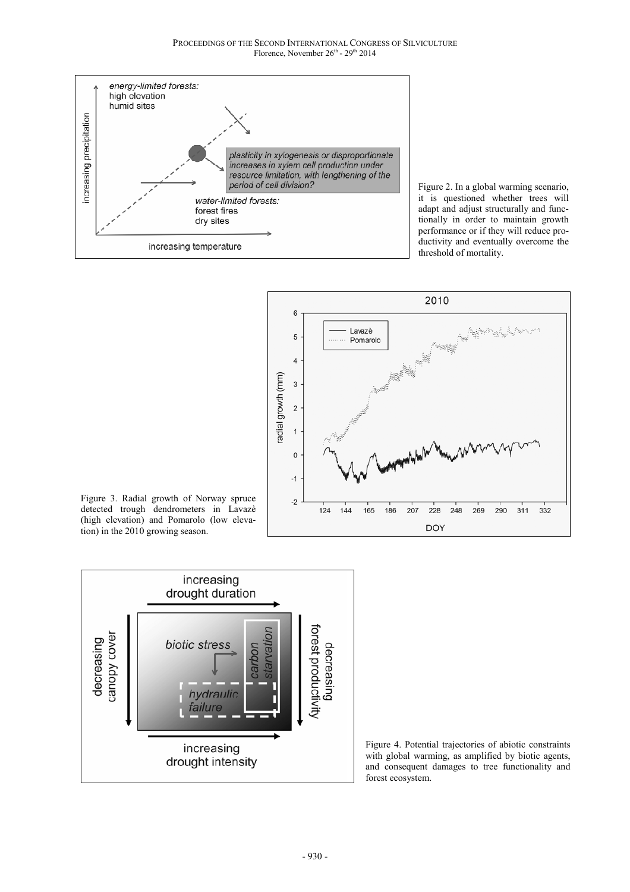Figure 2. In a global warming scenario, it is questioned whether trees will adapt and adjust structurally and functionally in order to maintain growth performance or if they will reduce productivity and eventually overcome the threshold of mortality.

Figure 3. Radial growth of Norway spruce detected trough dendrometers in Lavazè (high elevation) and Pomarolo (low elevation) in the 2010 growing season.

Figure 4. Potential trajectories of abiotic constraints with global warming, as amplified by biotic agents, and consequent damages to tree functionality and forest ecosystem.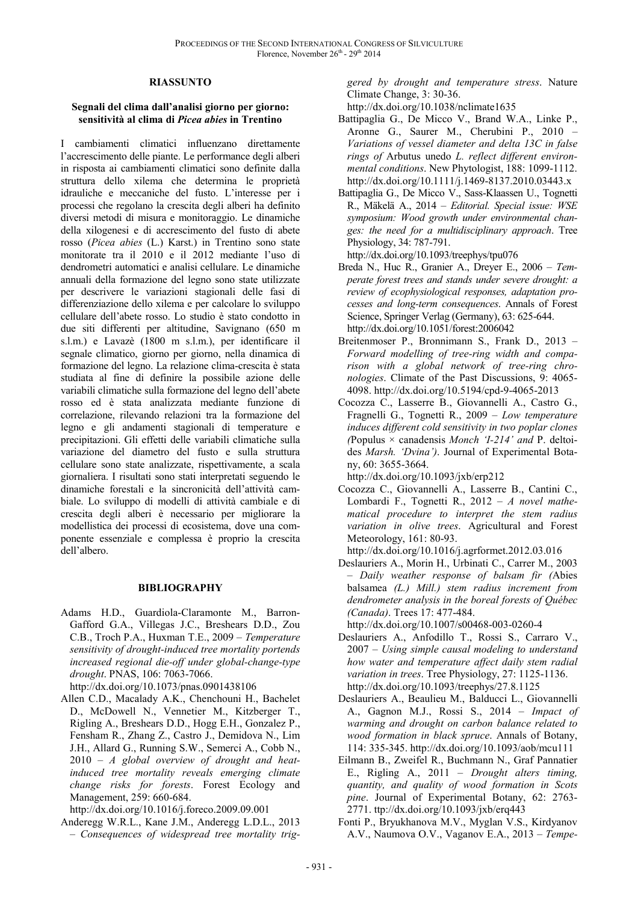## RIASSUNTO

### Segnali del clima dall'analisi giorno per giorno: sensitività al clima di *Picea abies* in Trentino

I cambiamenti climatici influenzano direttamente l'accrescimento delle piante. Le performance degli alberi in risposta ai cambiamenti climatici sono definite dalla struttura dello xilema che determina le proprietà idrauliche e meccaniche del fusto. L'interesse per i processi che regolano la crescita degli alberi ha definito diversi metodi di misura e monitoraggio. Le dinamiche della xilogenesi e di accrescimento del fusto di abete rosso (*Picea abies* (L.) Karst.) in Trentino sono state monitorate tra il 2010 e il 2012 mediante l'uso di dendrometri automatici e analisi cellulare. Le dinamiche annuali della formazione del legno sono state utilizzate per descrivere le variazioni stagionali delle fasi di differenziazione dello xilema e per calcolare lo sviluppo cellulare dell'abete rosso. Lo studio è stato condotto in due siti differenti per altitudine, Savignano (650 m s.l.m.) e Lavazè (1800 m s.l.m.), per identificare il segnale climatico, giorno per giorno, nella dinamica di formazione del legno. La relazione clima-crescita è stata studiata al fine di definire la possibile azione delle variabili climatiche sulla formazione del legno dell'abete rosso ed è stata analizzata mediante funzione di correlazione, rilevando relazioni tra la formazione del legno e gli andamenti stagionali di temperature e precipitazioni. Gli effetti delle variabili climatiche sulla variazione del diametro del fusto e sulla struttura cellulare sono state analizzate, rispettivamente, a scala giornaliera. I risultati sono stati interpretati seguendo le dinamiche forestali e la sincronicità dell'attività cambiale. Lo sviluppo di modelli di attività cambiale e di crescita degli alberi è necessario per migliorare la modellistica dei processi di ecosistema, dove una componente essenziale e complessa è proprio la crescita dell'albero.

## BIBLIOGRAPHY

Adams H.D., Guardiola-Claramonte M., Barron-Gafford G.A., Villegas J.C., Breshears D.D., Zou C.B., Troch P.A., Huxman T.E., 2009 – *Temperature sensitivity of drought-induced tree mortality portends increased regional die-off under global-change-type drought*. PNAS, 106: 7063-7066. http://dx.doi.org/10.1073/pnas.0901438106

Allen C.D., Macalady A.K., Chenchouni H., Bachelet D., McDowell N., Vennetier M., Kitzberger T., Rigling A., Breshears D.D., Hogg E.H., Gonzalez P., Fensham R., Zhang Z., Castro J., Demidova N., Lim J.H., Allard G., Running S.W., Semerci A., Cobb N., 2010 – *A global overview of drought and heat-induced tree mortality reveals emerging climate change risks for forests*. Forest Ecology and Management, 259: 660-684. http://dx.doi.org/10.1016/j.foreco.2009.09.001

Anderegg W.R.L., Kane J.M., Anderegg L.D.L., 2013 – *Consequences of widespread tree mortality triggered by drought and temperature stress*. Nature Climate Change, 3: 30-36. http://dx.doi.org/10.1038/nclimate1635

Battipaglia G., De Micco V., Brand W.A., Linke P., Aronne G., Saurer M., Cherubini P., 2010 – *Variations of vessel diameter and delta 13C in false rings of* Arbutus unedo *L. reflect different environmental conditions*. New Phytologist, 188: 1099-1112. http://dx.doi.org/10.1111/j.1469-8137.2010.03443.x

Battipaglia G., De Micco V., Sass-Klaassen U., Tognetti R., Mäkelä A., 2014 – *Editorial. Special issue: WSE symposium: Wood growth under environmental changes: the need for a multidisciplinary approach*. Tree Physiology, 34: 787-791. http://dx.doi.org/10.1093/treephys/tpu076

Breda N., Huc R., Granier A., Dreyer E., 2006 – *Temperate forest trees and stands under severe drought: a review of ecophysiological responses, adaptation processes and long-term consequences*. Annals of Forest Science, Springer Verlag (Germany), 63: 625-644. http://dx.doi.org/10.1051/forest:2006042

Breitenmoser P., Bronnimann S., Frank D., 2013 – *Forward modelling of tree-ring width and comparison with a global network of tree-ring chronologies*. Climate of the Past Discussions, 9: 4065-4098. http://dx.doi.org/10.5194/cpd-9-4065-2013

Cocozza C., Lasserre B., Giovannelli A., Castro G., Fragnelli G., Tognetti R., 2009 – *Low temperature induces different cold sensitivity in two poplar clones (*Populus × canadensis *Monch 'I-214' and* P. deltoides *Marsh. 'Dvina')*. Journal of Experimental Botany, 60: 3655-3664. http://dx.doi.org/10.1093/jxb/erp212

Cocozza C., Giovannelli A., Lasserre B., Cantini C., Lombardi F., Tognetti R., 2012 – *A novel mathematical procedure to interpret the stem radius variation in olive trees*. Agricultural and Forest Meteorology, 161: 80-93. http://dx.doi.org/10.1016/j.agrformet.2012.03.016

Deslauriers A., Morin H., Urbinati C., Carrer M., 2003 – *Daily weather response of balsam fir (*Abies balsamea *(L.) Mill.) stem radius increment from dendrometer analysis in the boreal forests of Québec (Canada)*. Trees 17: 477-484. http://dx.doi.org/10.1007/s00468-003-0260-4

Deslauriers A., Anfodillo T., Rossi S., Carraro V., 2007 – *Using simple causal modeling to understand how water and temperature affect daily stem radial variation in trees*. Tree Physiology, 27: 1125-1136. http://dx.doi.org/10.1093/treephys/27.8.1125

Deslauriers A., Beaulieu M., Balducci L., Giovannelli A., Gagnon M.J., Rossi S., 2014 – *Impact of warming and drought on carbon balance related to wood formation in black spruce*. Annals of Botany, 114: 335-345. http://dx.doi.org/10.1093/aob/mcu111

Eilmann B., Zweifel R., Buchmann N., Graf Pannatier E., Rigling A., 2011 – *Drought alters timing, quantity, and quality of wood formation in Scots pine*. Journal of Experimental Botany, 62: 2763-2771. ttp://dx.doi.org/10.1093/jxb/erq443

Fonti P., Bryukhanova M.V., Myglan V.S., Kirdyanov A.V., Naumova O.V., Vaganov E.A., 2013 – *Tempe-*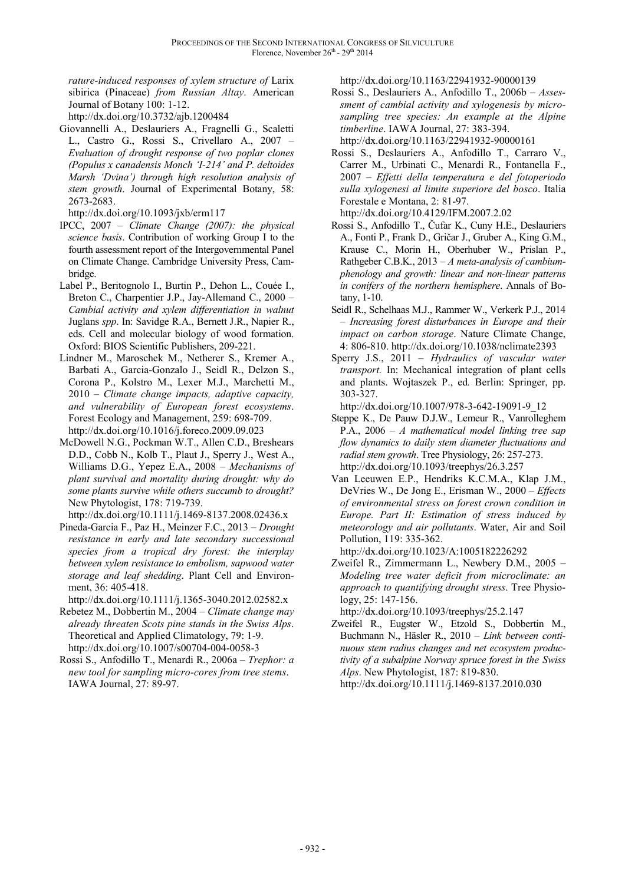*rature-induced responses of xylem structure of* Larix sibirica (Pinaceae) *from Russian Altay*. American Journal of Botany 100: 1-12. http://dx.doi.org/10.3732/ajb.1200484

Giovannelli A., Deslauriers A., Fragnelli G., Scaletti L., Castro G., Rossi S., Crivellaro A., 2007 – *Evaluation of drought response of two poplar clones (Populus x canadensis Monch 'I-214' and P. deltoides Marsh 'Dvina') through high resolution analysis of stem growth*. Journal of Experimental Botany, 58: 2673-2683. http://dx.doi.org/10.1093/jxb/erm117

IPCC, 2007 – *Climate Change (2007): the physical science basis*. Contribution of working Group I to the fourth assessment report of the Intergovernmental Panel on Climate Change. Cambridge University Press, Cambridge.

Label P., Beritognolo I., Burtin P., Dehon L., Couée I., Breton C., Charpentier J.P., Jay-Allemand C., 2000 – *Cambial activity and xylem differentiation in walnut* Juglans *spp*. In: Savidge R.A., Bernett J.R., Napier R., eds. Cell and molecular biology of wood formation. Oxford: BIOS Scientific Publishers, 209-221.

Lindner M., Maroschek M., Netherer S., Kremer A., Barbati A., Garcia-Gonzalo J., Seidl R., Delzon S., Corona P., Kolstro M., Lexer M.J., Marchetti M., 2010 – *Climate change impacts, adaptive capacity, and vulnerability of European forest ecosystems*. Forest Ecology and Management, 259: 698-709. http://dx.doi.org/10.1016/j.foreco.2009.09.023

McDowell N.G., Pockman W.T., Allen C.D., Breshears D.D., Cobb N., Kolb T., Plaut J., Sperry J., West A., Williams D.G., Yepez E.A., 2008 – *Mechanisms of plant survival and mortality during drought: why do some plants survive while others succumb to drought?* New Phytologist, 178: 719-739. http://dx.doi.org/10.1111/j.1469-8137.2008.02436.x

Pineda-Garcia F., Paz H., Meinzer F.C., 2013 – *Drought resistance in early and late secondary successional species from a tropical dry forest: the interplay between xylem resistance to embolism, sapwood water storage and leaf shedding*. Plant Cell and Environment, 36: 405-418. http://dx.doi.org/10.1111/j.1365-3040.2012.02582.x

Rebetez M., Dobbertin M., 2004 – *Climate change may already threaten Scots pine stands in the Swiss Alps*. Theoretical and Applied Climatology, 79: 1-9. http://dx.doi.org/10.1007/s00704-004-0058-3

Rossi S., Anfodillo T., Menardi R., 2006a – *Trephor: a new tool for sampling micro-cores from tree stems*. IAWA Journal, 27: 89-97. http://dx.doi.org/10.1163/22941932-90000139

Rossi S., Deslauriers A., Anfodillo T., 2006b – *Assessment of cambial activity and xylogenesis by microsampling tree species: An example at the Alpine timberline*. IAWA Journal, 27: 383-394. http://dx.doi.org/10.1163/22941932-90000161

Rossi S., Deslauriers A., Anfodillo T., Carraro V., Carrer M., Urbinati C., Menardi R., Fontanella F., 2007 – *Effetti della temperatura e del fotoperiodo sulla xilogenesi al limite superiore del bosco*. Italia Forestale e Montana, 2: 81-97. http://dx.doi.org/10.4129/IFM.2007.2.02

Rossi S., Anfodillo T., Čufar K., Cuny H.E., Deslauriers A., Fonti P., Frank D., Gričar J., Gruber A., King G.M., Krause C., Morin H., Oberhuber W., Prislan P., Rathgeber C.B.K., 2013 – *A meta-analysis of cambium-phenology and growth: linear and non-linear patterns in conifers of the northern hemisphere*. Annals of Botany, 1-10.

Seidl R., Schelhaas M.J., Rammer W., Verkerk P.J., 2014 – *Increasing forest disturbances in Europe and their impact on carbon storage*. Nature Climate Change, 4: 806-810. http://dx.doi.org/10.1038/nclimate2393

Sperry J.S., 2011 – *Hydraulics of vascular water transport.* In: Mechanical integration of plant cells and plants. Wojtaszek P., ed*.* Berlin: Springer, pp. 303-327. http://dx.doi.org/10.1007/978-3-642-19091-9_12

Steppe K., De Pauw D.J.W., Lemeur R., Vanrolleghem P.A., 2006 – *A mathematical model linking tree sap flow dynamics to daily stem diameter fluctuations and radial stem growth*. Tree Physiology, 26: 257-273. http://dx.doi.org/10.1093/treephys/26.3.257

Van Leeuwen E.P., Hendriks K.C.M.A., Klap J.M., DeVries W., De Jong E., Erisman W., 2000 – *Effects of environmental stress on forest crown condition in Europe. Part II: Estimation of stress induced by meteorology and air pollutants*. Water, Air and Soil Pollution, 119: 335-362. http://dx.doi.org/10.1023/A:1005182226292

Zweifel R., Zimmermann L., Newbery D.M., 2005 – *Modeling tree water deficit from microclimate: an approach to quantifying drought stress*. Tree Physiology, 25: 147-156. http://dx.doi.org/10.1093/treephys/25.2.147

Zweifel R., Eugster W., Etzold S., Dobbertin M., Buchmann N., Häsler R., 2010 – *Link between continuous stem radius changes and net ecosystem productivity of a subalpine Norway spruce forest in the Swiss Alps*. New Phytologist, 187: 819-830. http://dx.doi.org/10.1111/j.1469-8137.2010.030